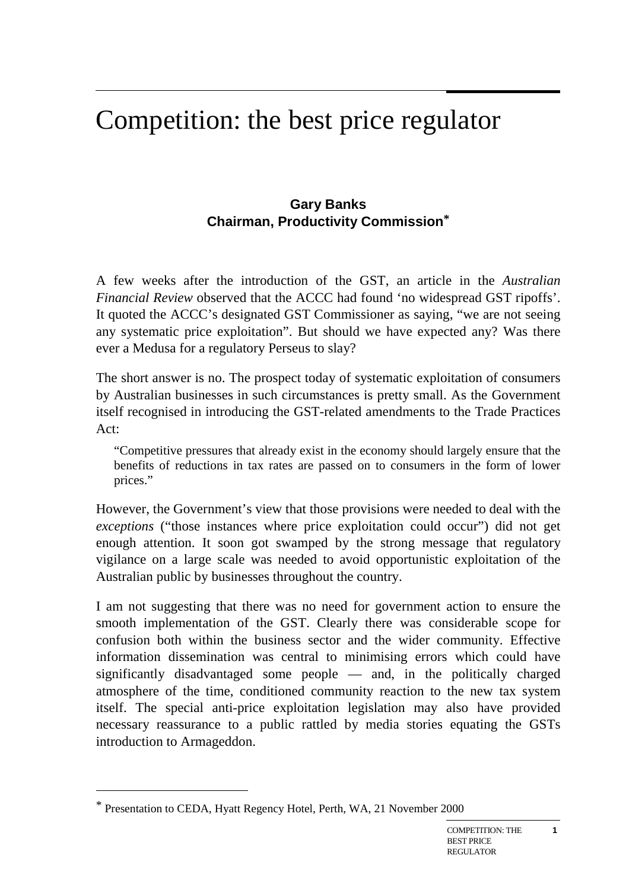# Competition: the best price regulator

**Gary Banks**
**Chairman, Productivity Commission***

A few weeks after the introduction of the GST, an article in the *Australian Financial Review* observed that the ACCC had found 'no widespread GST ripoffs'. It quoted the ACCC's designated GST Commissioner as saying, "we are not seeing any systematic price exploitation". But should we have expected any? Was there ever a Medusa for a regulatory Perseus to slay?

The short answer is no. The prospect today of systematic exploitation of consumers by Australian businesses in such circumstances is pretty small. As the Government itself recognised in introducing the GST-related amendments to the Trade Practices Act:

> "Competitive pressures that already exist in the economy should largely ensure that the benefits of reductions in tax rates are passed on to consumers in the form of lower prices."

However, the Government's view that those provisions were needed to deal with the *exceptions* ("those instances where price exploitation could occur") did not get enough attention. It soon got swamped by the strong message that regulatory vigilance on a large scale was needed to avoid opportunistic exploitation of the Australian public by businesses throughout the country.

I am not suggesting that there was no need for government action to ensure the smooth implementation of the GST. Clearly there was considerable scope for confusion both within the business sector and the wider community. Effective information dissemination was central to minimising errors which could have significantly disadvantaged some people — and, in the politically charged atmosphere of the time, conditioned community reaction to the new tax system itself. The special anti-price exploitation legislation may also have provided necessary reassurance to a public rattled by media stories equating the GSTs introduction to Armageddon.

---

* Presentation to CEDA, Hyatt Regency Hotel, Perth, WA, 21 November 2000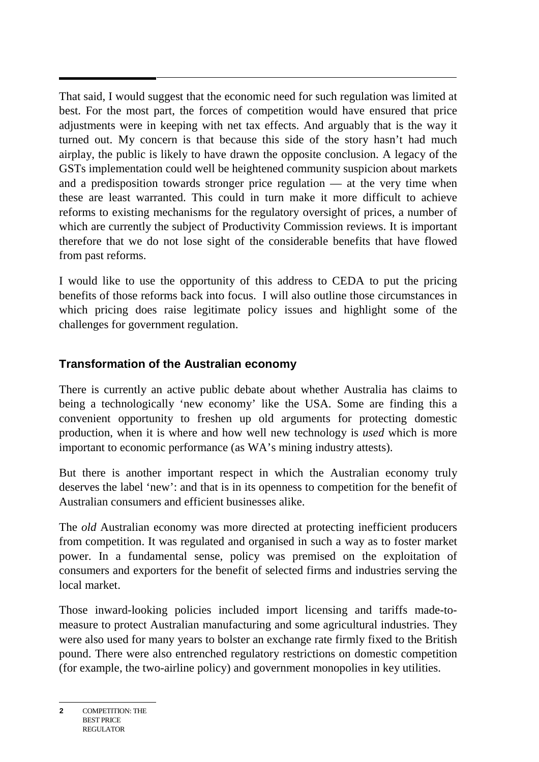That said, I would suggest that the economic need for such regulation was limited at best. For the most part, the forces of competition would have ensured that price adjustments were in keeping with net tax effects. And arguably that is the way it turned out. My concern is that because this side of the story hasn't had much airplay, the public is likely to have drawn the opposite conclusion. A legacy of the GSTs implementation could well be heightened community suspicion about markets and a predisposition towards stronger price regulation — at the very time when these are least warranted. This could in turn make it more difficult to achieve reforms to existing mechanisms for the regulatory oversight of prices, a number of which are currently the subject of Productivity Commission reviews. It is important therefore that we do not lose sight of the considerable benefits that have flowed from past reforms.

I would like to use the opportunity of this address to CEDA to put the pricing benefits of those reforms back into focus. I will also outline those circumstances in which pricing does raise legitimate policy issues and highlight some of the challenges for government regulation.

## Transformation of the Australian economy

There is currently an active public debate about whether Australia has claims to being a technologically 'new economy' like the USA. Some are finding this a convenient opportunity to freshen up old arguments for protecting domestic production, when it is where and how well new technology is *used* which is more important to economic performance (as WA's mining industry attests).

But there is another important respect in which the Australian economy truly deserves the label 'new': and that is in its openness to competition for the benefit of Australian consumers and efficient businesses alike.

The *old* Australian economy was more directed at protecting inefficient producers from competition. It was regulated and organised in such a way as to foster market power. In a fundamental sense, policy was premised on the exploitation of consumers and exporters for the benefit of selected firms and industries serving the local market.

Those inward-looking policies included import licensing and tariffs made-to-measure to protect Australian manufacturing and some agricultural industries. They were also used for many years to bolster an exchange rate firmly fixed to the British pound. There were also entrenched regulatory restrictions on domestic competition (for example, the two-airline policy) and government monopolies in key utilities.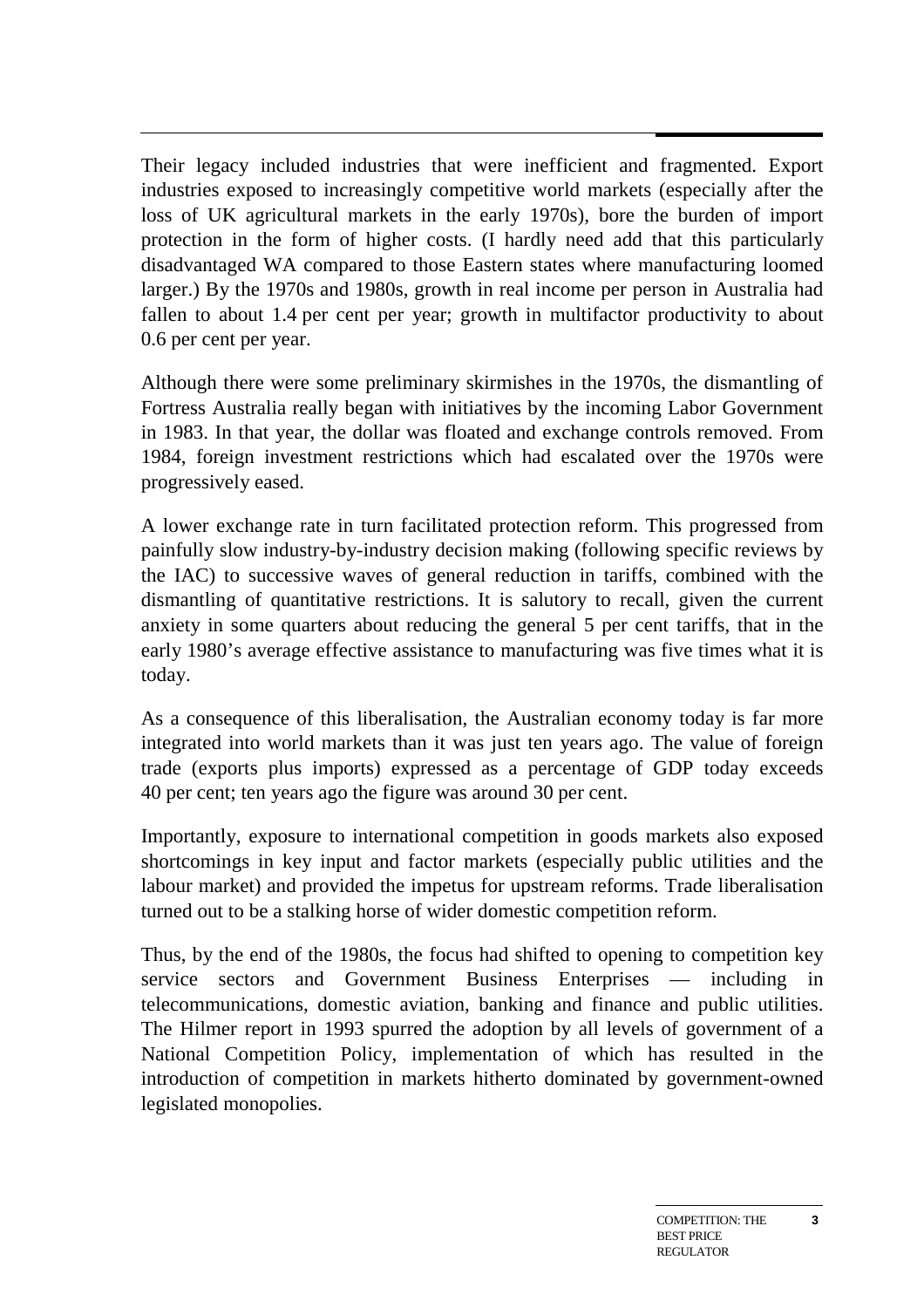Their legacy included industries that were inefficient and fragmented. Export industries exposed to increasingly competitive world markets (especially after the loss of UK agricultural markets in the early 1970s), bore the burden of import protection in the form of higher costs. (I hardly need add that this particularly disadvantaged WA compared to those Eastern states where manufacturing loomed larger.) By the 1970s and 1980s, growth in real income per person in Australia had fallen to about 1.4 per cent per year; growth in multifactor productivity to about 0.6 per cent per year.

Although there were some preliminary skirmishes in the 1970s, the dismantling of Fortress Australia really began with initiatives by the incoming Labor Government in 1983. In that year, the dollar was floated and exchange controls removed. From 1984, foreign investment restrictions which had escalated over the 1970s were progressively eased.

A lower exchange rate in turn facilitated protection reform. This progressed from painfully slow industry-by-industry decision making (following specific reviews by the IAC) to successive waves of general reduction in tariffs, combined with the dismantling of quantitative restrictions. It is salutory to recall, given the current anxiety in some quarters about reducing the general 5 per cent tariffs, that in the early 1980's average effective assistance to manufacturing was five times what it is today.

As a consequence of this liberalisation, the Australian economy today is far more integrated into world markets than it was just ten years ago. The value of foreign trade (exports plus imports) expressed as a percentage of GDP today exceeds 40 per cent; ten years ago the figure was around 30 per cent.

Importantly, exposure to international competition in goods markets also exposed shortcomings in key input and factor markets (especially public utilities and the labour market) and provided the impetus for upstream reforms. Trade liberalisation turned out to be a stalking horse of wider domestic competition reform.

Thus, by the end of the 1980s, the focus had shifted to opening to competition key service sectors and Government Business Enterprises — including in telecommunications, domestic aviation, banking and finance and public utilities. The Hilmer report in 1993 spurred the adoption by all levels of government of a National Competition Policy, implementation of which has resulted in the introduction of competition in markets hitherto dominated by government-owned legislated monopolies.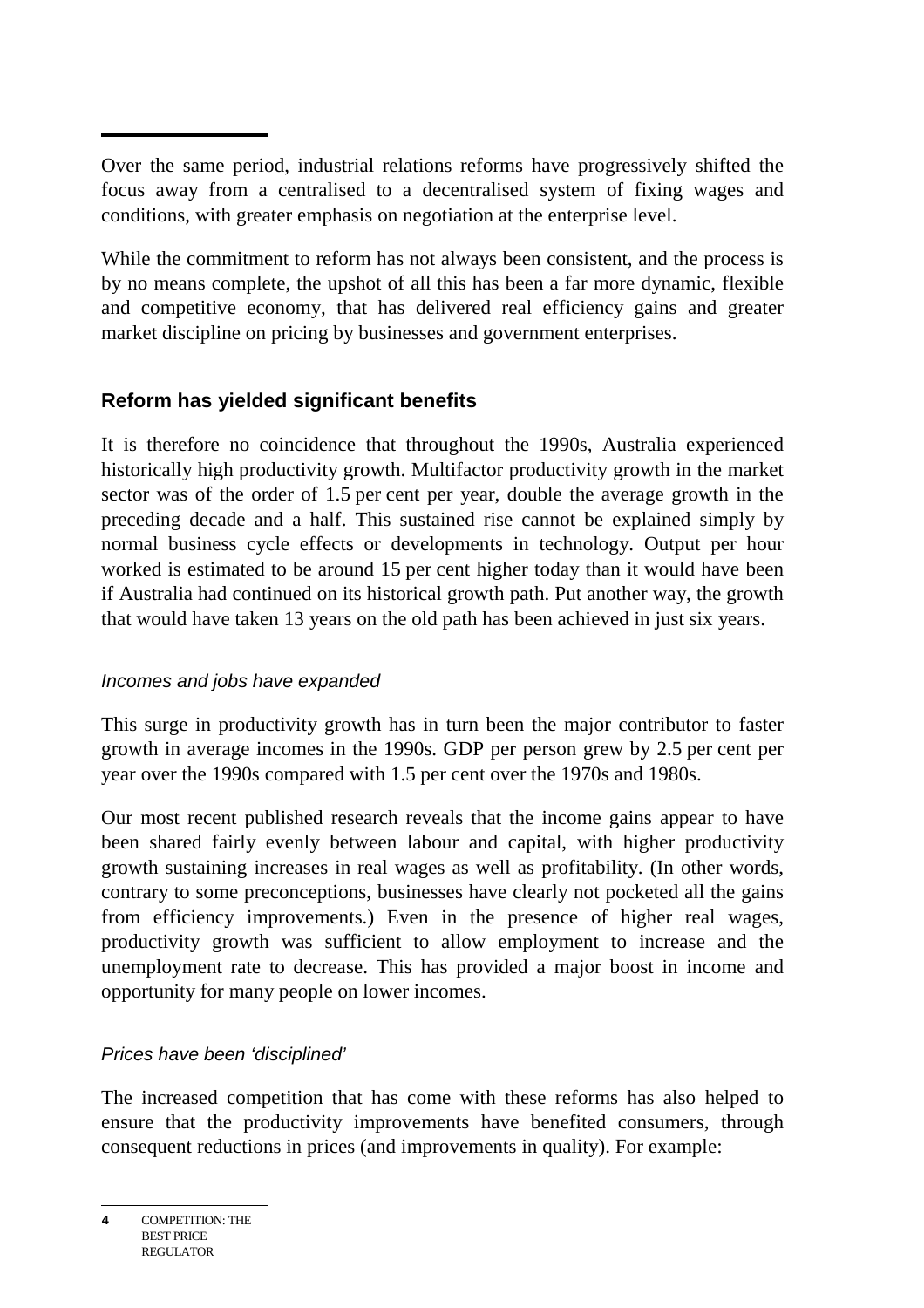Over the same period, industrial relations reforms have progressively shifted the focus away from a centralised to a decentralised system of fixing wages and conditions, with greater emphasis on negotiation at the enterprise level.

While the commitment to reform has not always been consistent, and the process is by no means complete, the upshot of all this has been a far more dynamic, flexible and competitive economy, that has delivered real efficiency gains and greater market discipline on pricing by businesses and government enterprises.

## Reform has yielded significant benefits

It is therefore no coincidence that throughout the 1990s, Australia experienced historically high productivity growth. Multifactor productivity growth in the market sector was of the order of 1.5 per cent per year, double the average growth in the preceding decade and a half. This sustained rise cannot be explained simply by normal business cycle effects or developments in technology. Output per hour worked is estimated to be around 15 per cent higher today than it would have been if Australia had continued on its historical growth path. Put another way, the growth that would have taken 13 years on the old path has been achieved in just six years.

### *Incomes and jobs have expanded*

This surge in productivity growth has in turn been the major contributor to faster growth in average incomes in the 1990s. GDP per person grew by 2.5 per cent per year over the 1990s compared with 1.5 per cent over the 1970s and 1980s.

Our most recent published research reveals that the income gains appear to have been shared fairly evenly between labour and capital, with higher productivity growth sustaining increases in real wages as well as profitability. (In other words, contrary to some preconceptions, businesses have clearly not pocketed all the gains from efficiency improvements.) Even in the presence of higher real wages, productivity growth was sufficient to allow employment to increase and the unemployment rate to decrease. This has provided a major boost in income and opportunity for many people on lower incomes.

### *Prices have been 'disciplined'*

The increased competition that has come with these reforms has also helped to ensure that the productivity improvements have benefited consumers, through consequent reductions in prices (and improvements in quality). For example: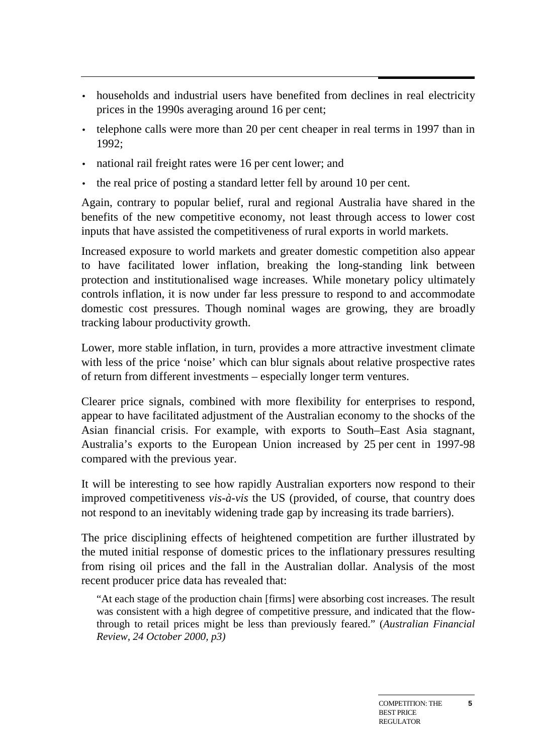- households and industrial users have benefited from declines in real electricity prices in the 1990s averaging around 16 per cent;
- telephone calls were more than 20 per cent cheaper in real terms in 1997 than in 1992;
- national rail freight rates were 16 per cent lower; and
- the real price of posting a standard letter fell by around 10 per cent.

Again, contrary to popular belief, rural and regional Australia have shared in the benefits of the new competitive economy, not least through access to lower cost inputs that have assisted the competitiveness of rural exports in world markets.

Increased exposure to world markets and greater domestic competition also appear to have facilitated lower inflation, breaking the long-standing link between protection and institutionalised wage increases. While monetary policy ultimately controls inflation, it is now under far less pressure to respond to and accommodate domestic cost pressures. Though nominal wages are growing, they are broadly tracking labour productivity growth.

Lower, more stable inflation, in turn, provides a more attractive investment climate with less of the price 'noise' which can blur signals about relative prospective rates of return from different investments – especially longer term ventures.

Clearer price signals, combined with more flexibility for enterprises to respond, appear to have facilitated adjustment of the Australian economy to the shocks of the Asian financial crisis. For example, with exports to South–East Asia stagnant, Australia's exports to the European Union increased by 25 per cent in 1997-98 compared with the previous year.

It will be interesting to see how rapidly Australian exporters now respond to their improved competitiveness *vis-à-vis* the US (provided, of course, that country does not respond to an inevitably widening trade gap by increasing its trade barriers).

The price disciplining effects of heightened competition are further illustrated by the muted initial response of domestic prices to the inflationary pressures resulting from rising oil prices and the fall in the Australian dollar. Analysis of the most recent producer price data has revealed that:

> "At each stage of the production chain [firms] were absorbing cost increases. The result was consistent with a high degree of competitive pressure, and indicated that the flow-through to retail prices might be less than previously feared." (*Australian Financial Review, 24 October 2000, p3)*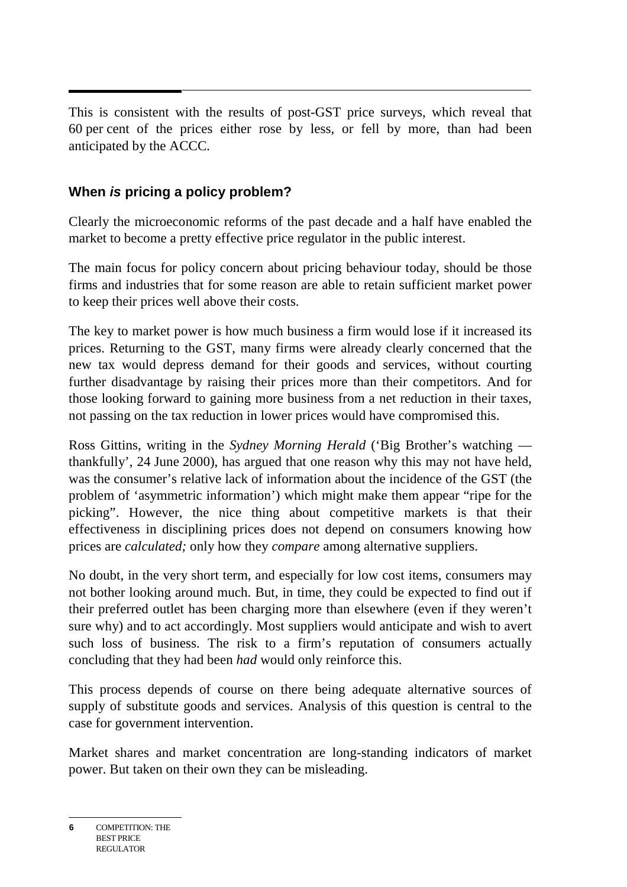This is consistent with the results of post-GST price surveys, which reveal that 60 per cent of the prices either rose by less, or fell by more, than had been anticipated by the ACCC.

## When *is* pricing a policy problem?

Clearly the microeconomic reforms of the past decade and a half have enabled the market to become a pretty effective price regulator in the public interest.

The main focus for policy concern about pricing behaviour today, should be those firms and industries that for some reason are able to retain sufficient market power to keep their prices well above their costs.

The key to market power is how much business a firm would lose if it increased its prices. Returning to the GST, many firms were already clearly concerned that the new tax would depress demand for their goods and services, without courting further disadvantage by raising their prices more than their competitors. And for those looking forward to gaining more business from a net reduction in their taxes, not passing on the tax reduction in lower prices would have compromised this.

Ross Gittins, writing in the *Sydney Morning Herald* ('Big Brother's watching — thankfully', 24 June 2000), has argued that one reason why this may not have held, was the consumer's relative lack of information about the incidence of the GST (the problem of 'asymmetric information') which might make them appear "ripe for the picking". However, the nice thing about competitive markets is that their effectiveness in disciplining prices does not depend on consumers knowing how prices are *calculated;* only how they *compare* among alternative suppliers.

No doubt, in the very short term, and especially for low cost items, consumers may not bother looking around much. But, in time, they could be expected to find out if their preferred outlet has been charging more than elsewhere (even if they weren't sure why) and to act accordingly. Most suppliers would anticipate and wish to avert such loss of business. The risk to a firm's reputation of consumers actually concluding that they had been *had* would only reinforce this.

This process depends of course on there being adequate alternative sources of supply of substitute goods and services. Analysis of this question is central to the case for government intervention.

Market shares and market concentration are long-standing indicators of market power. But taken on their own they can be misleading.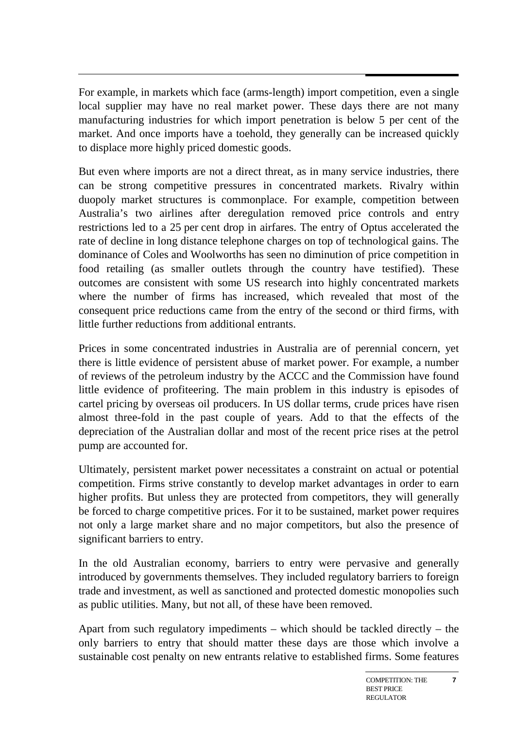For example, in markets which face (arms-length) import competition, even a single local supplier may have no real market power. These days there are not many manufacturing industries for which import penetration is below 5 per cent of the market. And once imports have a toehold, they generally can be increased quickly to displace more highly priced domestic goods.

But even where imports are not a direct threat, as in many service industries, there can be strong competitive pressures in concentrated markets. Rivalry within duopoly market structures is commonplace. For example, competition between Australia's two airlines after deregulation removed price controls and entry restrictions led to a 25 per cent drop in airfares. The entry of Optus accelerated the rate of decline in long distance telephone charges on top of technological gains. The dominance of Coles and Woolworths has seen no diminution of price competition in food retailing (as smaller outlets through the country have testified). These outcomes are consistent with some US research into highly concentrated markets where the number of firms has increased, which revealed that most of the consequent price reductions came from the entry of the second or third firms, with little further reductions from additional entrants.

Prices in some concentrated industries in Australia are of perennial concern, yet there is little evidence of persistent abuse of market power. For example, a number of reviews of the petroleum industry by the ACCC and the Commission have found little evidence of profiteering. The main problem in this industry is episodes of cartel pricing by overseas oil producers. In US dollar terms, crude prices have risen almost three-fold in the past couple of years. Add to that the effects of the depreciation of the Australian dollar and most of the recent price rises at the petrol pump are accounted for.

Ultimately, persistent market power necessitates a constraint on actual or potential competition. Firms strive constantly to develop market advantages in order to earn higher profits. But unless they are protected from competitors, they will generally be forced to charge competitive prices. For it to be sustained, market power requires not only a large market share and no major competitors, but also the presence of significant barriers to entry.

In the old Australian economy, barriers to entry were pervasive and generally introduced by governments themselves. They included regulatory barriers to foreign trade and investment, as well as sanctioned and protected domestic monopolies such as public utilities. Many, but not all, of these have been removed.

Apart from such regulatory impediments – which should be tackled directly – the only barriers to entry that should matter these days are those which involve a sustainable cost penalty on new entrants relative to established firms. Some features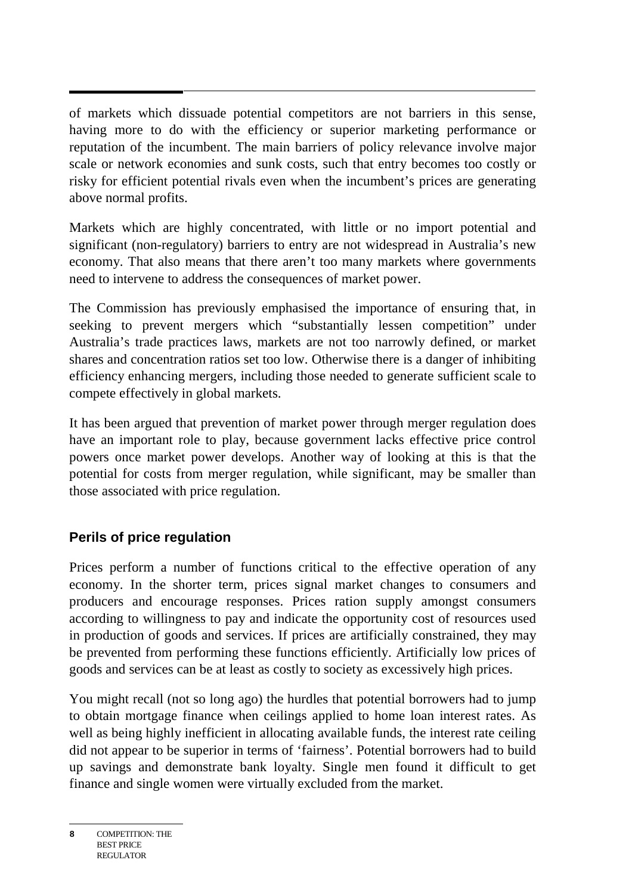of markets which dissuade potential competitors are not barriers in this sense, having more to do with the efficiency or superior marketing performance or reputation of the incumbent. The main barriers of policy relevance involve major scale or network economies and sunk costs, such that entry becomes too costly or risky for efficient potential rivals even when the incumbent's prices are generating above normal profits.

Markets which are highly concentrated, with little or no import potential and significant (non-regulatory) barriers to entry are not widespread in Australia's new economy. That also means that there aren't too many markets where governments need to intervene to address the consequences of market power.

The Commission has previously emphasised the importance of ensuring that, in seeking to prevent mergers which "substantially lessen competition" under Australia's trade practices laws, markets are not too narrowly defined, or market shares and concentration ratios set too low. Otherwise there is a danger of inhibiting efficiency enhancing mergers, including those needed to generate sufficient scale to compete effectively in global markets.

It has been argued that prevention of market power through merger regulation does have an important role to play, because government lacks effective price control powers once market power develops. Another way of looking at this is that the potential for costs from merger regulation, while significant, may be smaller than those associated with price regulation.

## Perils of price regulation

Prices perform a number of functions critical to the effective operation of any economy. In the shorter term, prices signal market changes to consumers and producers and encourage responses. Prices ration supply amongst consumers according to willingness to pay and indicate the opportunity cost of resources used in production of goods and services. If prices are artificially constrained, they may be prevented from performing these functions efficiently. Artificially low prices of goods and services can be at least as costly to society as excessively high prices.

You might recall (not so long ago) the hurdles that potential borrowers had to jump to obtain mortgage finance when ceilings applied to home loan interest rates. As well as being highly inefficient in allocating available funds, the interest rate ceiling did not appear to be superior in terms of 'fairness'. Potential borrowers had to build up savings and demonstrate bank loyalty. Single men found it difficult to get finance and single women were virtually excluded from the market.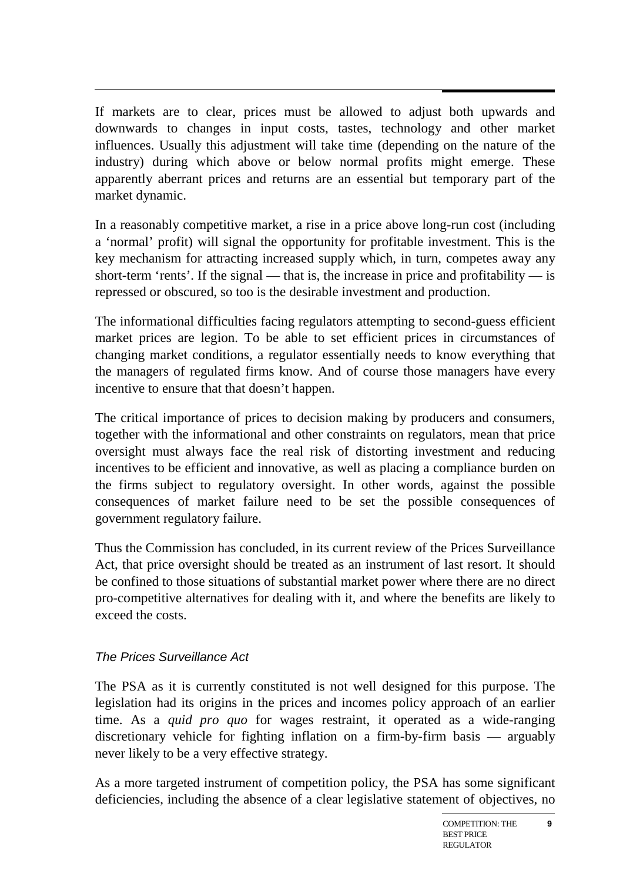If markets are to clear, prices must be allowed to adjust both upwards and downwards to changes in input costs, tastes, technology and other market influences. Usually this adjustment will take time (depending on the nature of the industry) during which above or below normal profits might emerge. These apparently aberrant prices and returns are an essential but temporary part of the market dynamic.

In a reasonably competitive market, a rise in a price above long-run cost (including a 'normal' profit) will signal the opportunity for profitable investment. This is the key mechanism for attracting increased supply which, in turn, competes away any short-term 'rents'. If the signal — that is, the increase in price and profitability — is repressed or obscured, so too is the desirable investment and production.

The informational difficulties facing regulators attempting to second-guess efficient market prices are legion. To be able to set efficient prices in circumstances of changing market conditions, a regulator essentially needs to know everything that the managers of regulated firms know. And of course those managers have every incentive to ensure that that doesn't happen.

The critical importance of prices to decision making by producers and consumers, together with the informational and other constraints on regulators, mean that price oversight must always face the real risk of distorting investment and reducing incentives to be efficient and innovative, as well as placing a compliance burden on the firms subject to regulatory oversight. In other words, against the possible consequences of market failure need to be set the possible consequences of government regulatory failure.

Thus the Commission has concluded, in its current review of the Prices Surveillance Act, that price oversight should be treated as an instrument of last resort. It should be confined to those situations of substantial market power where there are no direct pro-competitive alternatives for dealing with it, and where the benefits are likely to exceed the costs.

### *The Prices Surveillance Act*

The PSA as it is currently constituted is not well designed for this purpose. The legislation had its origins in the prices and incomes policy approach of an earlier time. As a *quid pro quo* for wages restraint, it operated as a wide-ranging discretionary vehicle for fighting inflation on a firm-by-firm basis — arguably never likely to be a very effective strategy.

As a more targeted instrument of competition policy, the PSA has some significant deficiencies, including the absence of a clear legislative statement of objectives, no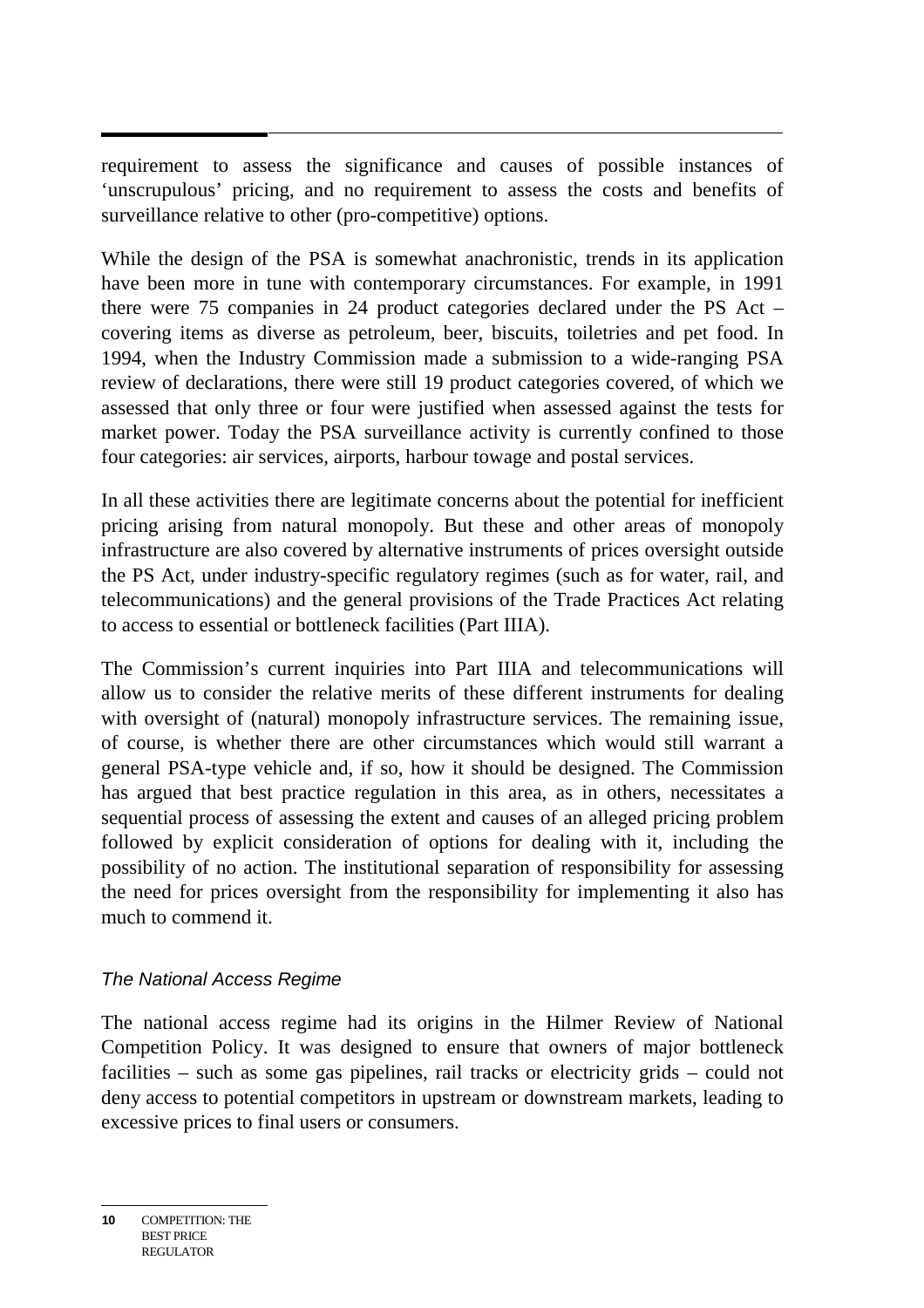requirement to assess the significance and causes of possible instances of 'unscrupulous' pricing, and no requirement to assess the costs and benefits of surveillance relative to other (pro-competitive) options.

While the design of the PSA is somewhat anachronistic, trends in its application have been more in tune with contemporary circumstances. For example, in 1991 there were 75 companies in 24 product categories declared under the PS Act – covering items as diverse as petroleum, beer, biscuits, toiletries and pet food. In 1994, when the Industry Commission made a submission to a wide-ranging PSA review of declarations, there were still 19 product categories covered, of which we assessed that only three or four were justified when assessed against the tests for market power. Today the PSA surveillance activity is currently confined to those four categories: air services, airports, harbour towage and postal services.

In all these activities there are legitimate concerns about the potential for inefficient pricing arising from natural monopoly. But these and other areas of monopoly infrastructure are also covered by alternative instruments of prices oversight outside the PS Act, under industry-specific regulatory regimes (such as for water, rail, and telecommunications) and the general provisions of the Trade Practices Act relating to access to essential or bottleneck facilities (Part IIIA).

The Commission's current inquiries into Part IIIA and telecommunications will allow us to consider the relative merits of these different instruments for dealing with oversight of (natural) monopoly infrastructure services. The remaining issue, of course, is whether there are other circumstances which would still warrant a general PSA-type vehicle and, if so, how it should be designed. The Commission has argued that best practice regulation in this area, as in others, necessitates a sequential process of assessing the extent and causes of an alleged pricing problem followed by explicit consideration of options for dealing with it, including the possibility of no action. The institutional separation of responsibility for assessing the need for prices oversight from the responsibility for implementing it also has much to commend it.

### *The National Access Regime*

The national access regime had its origins in the Hilmer Review of National Competition Policy. It was designed to ensure that owners of major bottleneck facilities – such as some gas pipelines, rail tracks or electricity grids – could not deny access to potential competitors in upstream or downstream markets, leading to excessive prices to final users or consumers.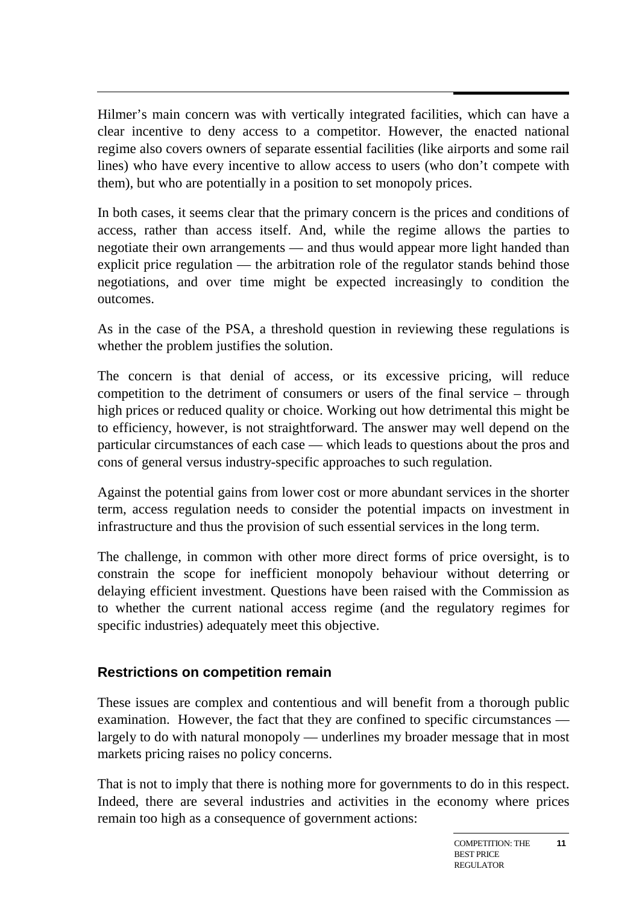Hilmer's main concern was with vertically integrated facilities, which can have a clear incentive to deny access to a competitor. However, the enacted national regime also covers owners of separate essential facilities (like airports and some rail lines) who have every incentive to allow access to users (who don't compete with them), but who are potentially in a position to set monopoly prices.

In both cases, it seems clear that the primary concern is the prices and conditions of access, rather than access itself. And, while the regime allows the parties to negotiate their own arrangements — and thus would appear more light handed than explicit price regulation — the arbitration role of the regulator stands behind those negotiations, and over time might be expected increasingly to condition the outcomes.

As in the case of the PSA, a threshold question in reviewing these regulations is whether the problem justifies the solution.

The concern is that denial of access, or its excessive pricing, will reduce competition to the detriment of consumers or users of the final service – through high prices or reduced quality or choice. Working out how detrimental this might be to efficiency, however, is not straightforward. The answer may well depend on the particular circumstances of each case — which leads to questions about the pros and cons of general versus industry-specific approaches to such regulation.

Against the potential gains from lower cost or more abundant services in the shorter term, access regulation needs to consider the potential impacts on investment in infrastructure and thus the provision of such essential services in the long term.

The challenge, in common with other more direct forms of price oversight, is to constrain the scope for inefficient monopoly behaviour without deterring or delaying efficient investment. Questions have been raised with the Commission as to whether the current national access regime (and the regulatory regimes for specific industries) adequately meet this objective.

## Restrictions on competition remain

These issues are complex and contentious and will benefit from a thorough public examination. However, the fact that they are confined to specific circumstances — largely to do with natural monopoly — underlines my broader message that in most markets pricing raises no policy concerns.

That is not to imply that there is nothing more for governments to do in this respect. Indeed, there are several industries and activities in the economy where prices remain too high as a consequence of government actions: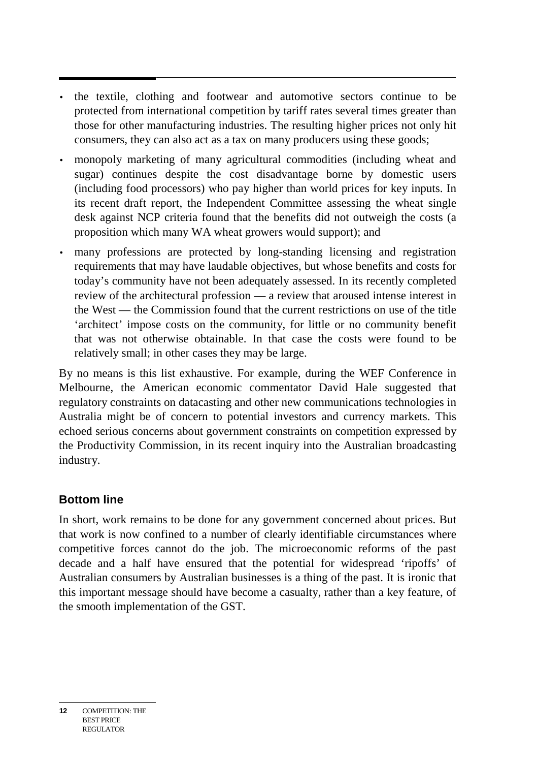- the textile, clothing and footwear and automotive sectors continue to be protected from international competition by tariff rates several times greater than those for other manufacturing industries. The resulting higher prices not only hit consumers, they can also act as a tax on many producers using these goods;
- monopoly marketing of many agricultural commodities (including wheat and sugar) continues despite the cost disadvantage borne by domestic users (including food processors) who pay higher than world prices for key inputs. In its recent draft report, the Independent Committee assessing the wheat single desk against NCP criteria found that the benefits did not outweigh the costs (a proposition which many WA wheat growers would support); and
- many professions are protected by long-standing licensing and registration requirements that may have laudable objectives, but whose benefits and costs for today's community have not been adequately assessed. In its recently completed review of the architectural profession — a review that aroused intense interest in the West — the Commission found that the current restrictions on use of the title 'architect' impose costs on the community, for little or no community benefit that was not otherwise obtainable. In that case the costs were found to be relatively small; in other cases they may be large.

By no means is this list exhaustive. For example, during the WEF Conference in Melbourne, the American economic commentator David Hale suggested that regulatory constraints on datacasting and other new communications technologies in Australia might be of concern to potential investors and currency markets. This echoed serious concerns about government constraints on competition expressed by the Productivity Commission, in its recent inquiry into the Australian broadcasting industry.

## Bottom line

In short, work remains to be done for any government concerned about prices. But that work is now confined to a number of clearly identifiable circumstances where competitive forces cannot do the job. The microeconomic reforms of the past decade and a half have ensured that the potential for widespread 'ripoffs' of Australian consumers by Australian businesses is a thing of the past. It is ironic that this important message should have become a casualty, rather than a key feature, of the smooth implementation of the GST.